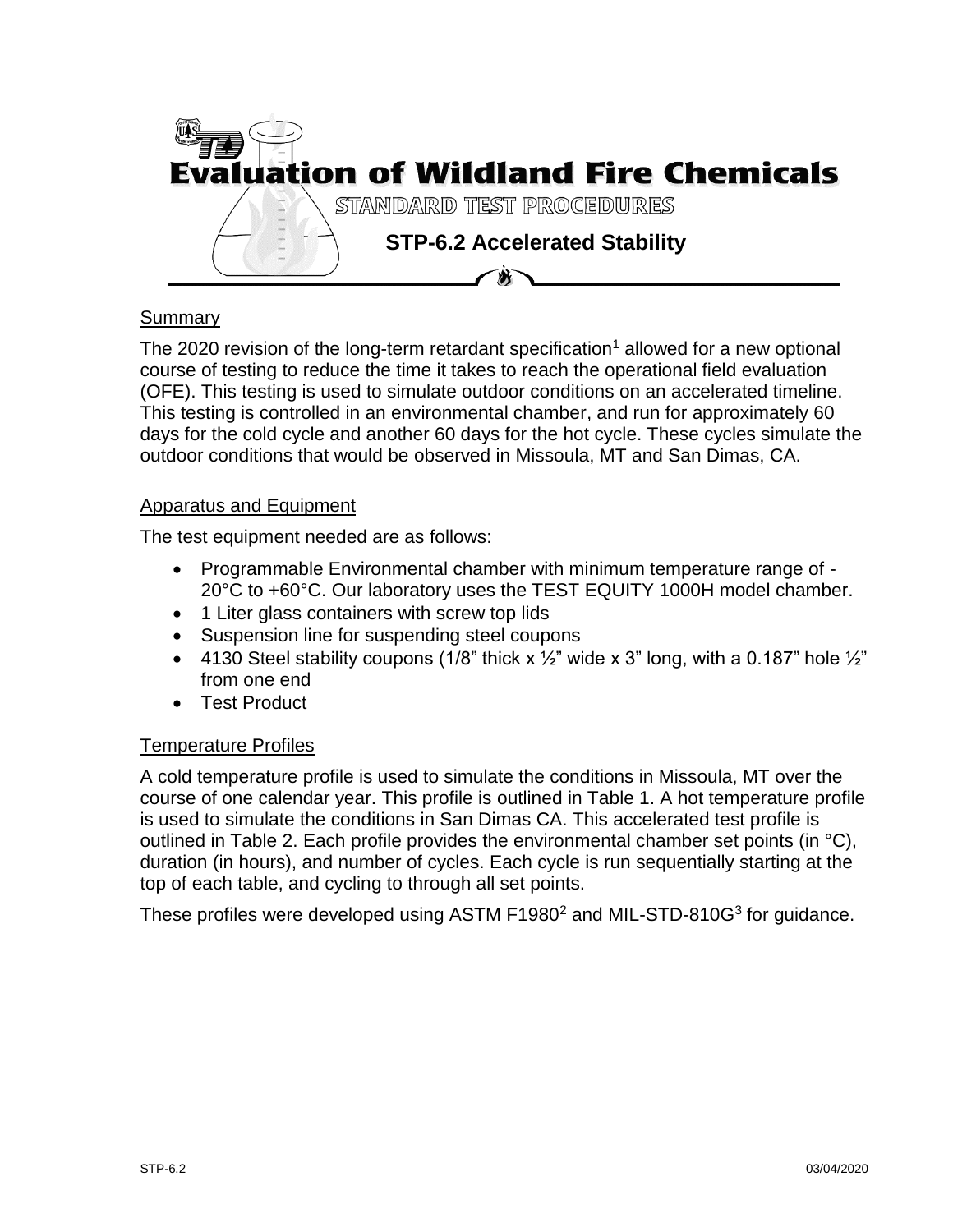# Evaluation of Wildland Fire Chemicals

## STANDARD TEST PROCEDURES

## STP-6.2 Accelerated Stability

### Summary

The 2020 revision of the long-term retardant specification[1] allowed for a new optional course of testing to reduce the time it takes to reach the operational field evaluation (OFE). This testing is used to simulate outdoor conditions on an accelerated timeline. This testing is controlled in an environmental chamber, and run for approximately 60 days for the cold cycle and another 60 days for the hot cycle. These cycles simulate the outdoor conditions that would be observed in Missoula, MT and San Dimas, CA.

### Apparatus and Equipment

The test equipment needed are as follows:

- Programmable Environmental chamber with minimum temperature range of -20°C to +60°C. Our laboratory uses the TEST EQUITY 1000H model chamber.
- 1 Liter glass containers with screw top lids
- Suspension line for suspending steel coupons
- 4130 Steel stability coupons (1/8" thick x ½" wide x 3" long, with a 0.187" hole ½" from one end
- Test Product

### Temperature Profiles

A cold temperature profile is used to simulate the conditions in Missoula, MT over the course of one calendar year. This profile is outlined in Table 1. A hot temperature profile is used to simulate the conditions in San Dimas CA. This accelerated test profile is outlined in Table 2. Each profile provides the environmental chamber set points (in °C), duration (in hours), and number of cycles. Each cycle is run sequentially starting at the top of each table, and cycling to through all set points.

These profiles were developed using ASTM F1980[2] and MIL-STD-810G[3] for guidance.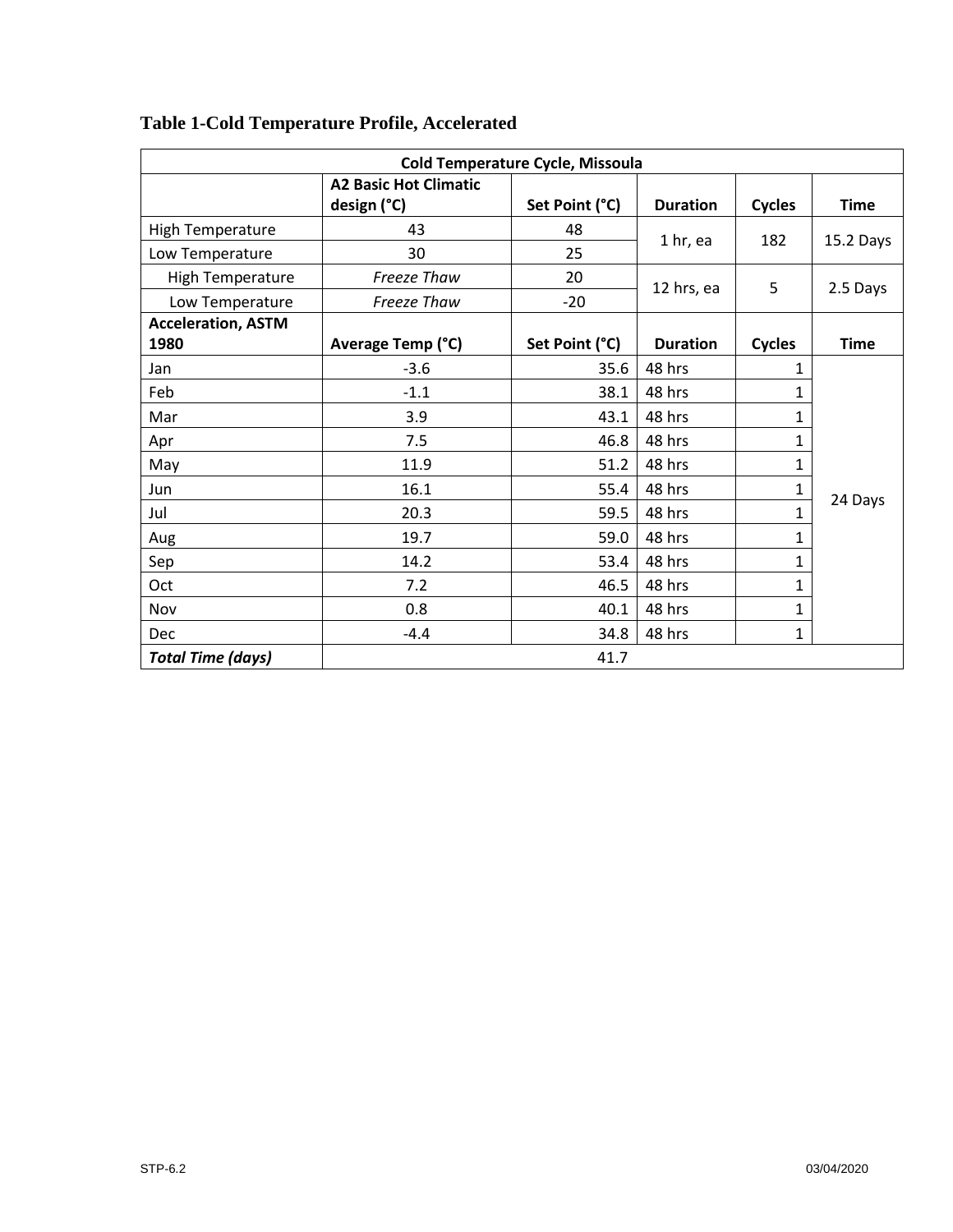**Table 1-Cold Temperature Profile, Accelerated**

| Cold Temperature Cycle, Missoula | | | | | |
|---|---|---|---|---|---|
| | **A2 Basic Hot Climatic design (°C)** | **Set Point (°C)** | **Duration** | **Cycles** | **Time** |
| High Temperature | 43 | 48 | 1 hr, ea | 182 | 15.2 Days |
| Low Temperature | 30 | 25 | | | |
| High Temperature | *Freeze Thaw* | 20 | 12 hrs, ea | 5 | 2.5 Days |
| Low Temperature | *Freeze Thaw* | -20 | | | |
| **Acceleration, ASTM 1980** | **Average Temp (°C)** | **Set Point (°C)** | **Duration** | **Cycles** | **Time** |
| Jan | -3.6 | 35.6 | 48 hrs | 1 | 24 Days |
| Feb | -1.1 | 38.1 | 48 hrs | 1 | |
| Mar | 3.9 | 43.1 | 48 hrs | 1 | |
| Apr | 7.5 | 46.8 | 48 hrs | 1 | |
| May | 11.9 | 51.2 | 48 hrs | 1 | |
| Jun | 16.1 | 55.4 | 48 hrs | 1 | |
| Jul | 20.3 | 59.5 | 48 hrs | 1 | |
| Aug | 19.7 | 59.0 | 48 hrs | 1 | |
| Sep | 14.2 | 53.4 | 48 hrs | 1 | |
| Oct | 7.2 | 46.5 | 48 hrs | 1 | |
| Nov | 0.8 | 40.1 | 48 hrs | 1 | |
| Dec | -4.4 | 34.8 | 48 hrs | 1 | |
| ***Total Time (days)*** | 41.7 | | | | |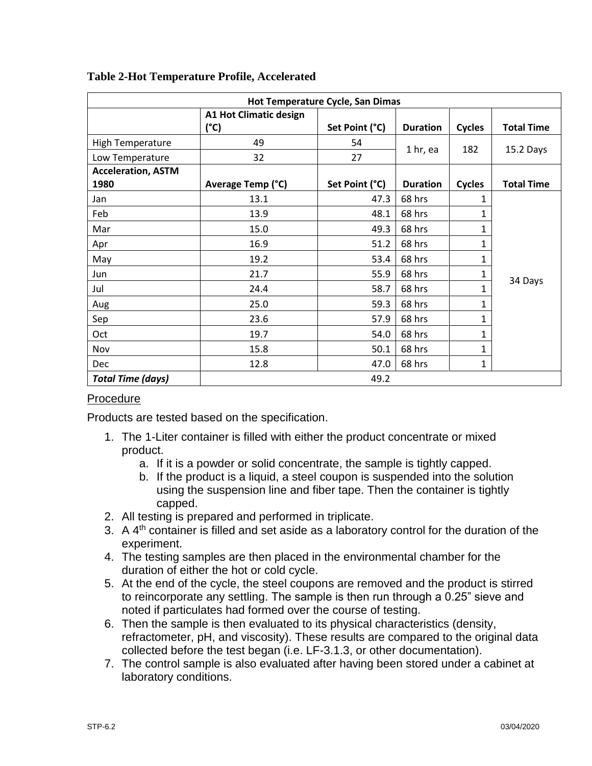**Table 2-Hot Temperature Profile, Accelerated**

| Hot Temperature Cycle, San Dimas | | | | | |
|---|---|---|---|---|---|
| | **A1 Hot Climatic design (°C)** | **Set Point (°C)** | **Duration** | **Cycles** | **Total Time** |
| High Temperature | 49 | 54 | 1 hr, ea | 182 | 15.2 Days |
| Low Temperature | 32 | 27 | | | |
| **Acceleration, ASTM 1980** | **Average Temp (°C)** | **Set Point (°C)** | **Duration** | **Cycles** | **Total Time** |
| Jan | 13.1 | 47.3 | 68 hrs | 1 | 34 Days |
| Feb | 13.9 | 48.1 | 68 hrs | 1 | |
| Mar | 15.0 | 49.3 | 68 hrs | 1 | |
| Apr | 16.9 | 51.2 | 68 hrs | 1 | |
| May | 19.2 | 53.4 | 68 hrs | 1 | |
| Jun | 21.7 | 55.9 | 68 hrs | 1 | |
| Jul | 24.4 | 58.7 | 68 hrs | 1 | |
| Aug | 25.0 | 59.3 | 68 hrs | 1 | |
| Sep | 23.6 | 57.9 | 68 hrs | 1 | |
| Oct | 19.7 | 54.0 | 68 hrs | 1 | |
| Nov | 15.8 | 50.1 | 68 hrs | 1 | |
| Dec | 12.8 | 47.0 | 68 hrs | 1 | |
| ***Total Time (days)*** | 49.2 | | | | |

## Procedure

Products are tested based on the specification.

1. The 1-Liter container is filled with either the product concentrate or mixed product.
    a. If it is a powder or solid concentrate, the sample is tightly capped.
    b. If the product is a liquid, a steel coupon is suspended into the solution using the suspension line and fiber tape. Then the container is tightly capped.
2. All testing is prepared and performed in triplicate.
3. A 4th container is filled and set aside as a laboratory control for the duration of the experiment.
4. The testing samples are then placed in the environmental chamber for the duration of either the hot or cold cycle.
5. At the end of the cycle, the steel coupons are removed and the product is stirred to reincorporate any settling. The sample is then run through a 0.25” sieve and noted if particulates had formed over the course of testing.
6. Then the sample is then evaluated to its physical characteristics (density, refractometer, pH, and viscosity). These results are compared to the original data collected before the test began (i.e. LF-3.1.3, or other documentation).
7. The control sample is also evaluated after having been stored under a cabinet at laboratory conditions.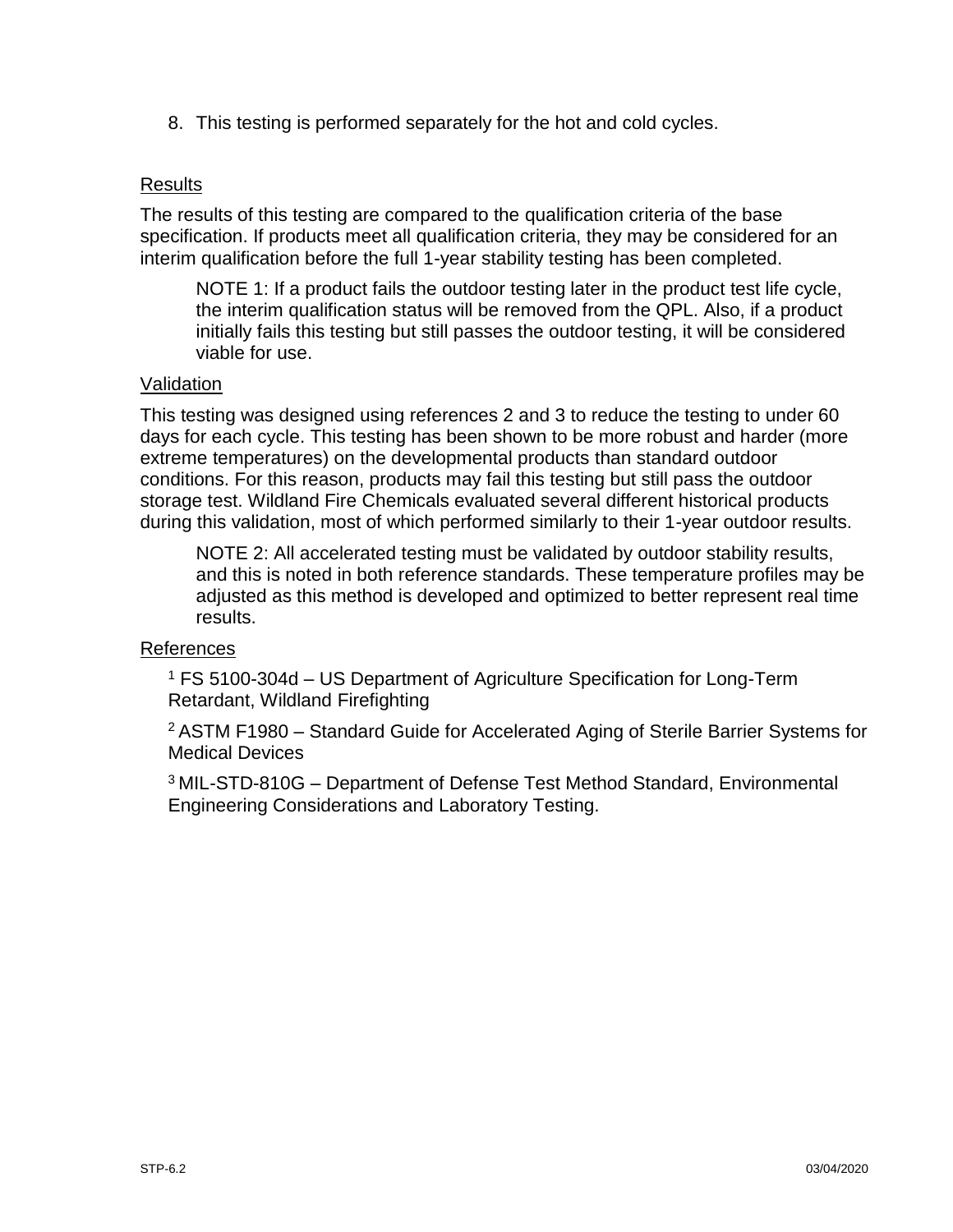8. This testing is performed separately for the hot and cold cycles.

## Results

The results of this testing are compared to the qualification criteria of the base specification. If products meet all qualification criteria, they may be considered for an interim qualification before the full 1-year stability testing has been completed.

> NOTE 1: If a product fails the outdoor testing later in the product test life cycle, the interim qualification status will be removed from the QPL. Also, if a product initially fails this testing but still passes the outdoor testing, it will be considered viable for use.

## Validation

This testing was designed using references 2 and 3 to reduce the testing to under 60 days for each cycle. This testing has been shown to be more robust and harder (more extreme temperatures) on the developmental products than standard outdoor conditions. For this reason, products may fail this testing but still pass the outdoor storage test. Wildland Fire Chemicals evaluated several different historical products during this validation, most of which performed similarly to their 1-year outdoor results.

> NOTE 2: All accelerated testing must be validated by outdoor stability results, and this is noted in both reference standards. These temperature profiles may be adjusted as this method is developed and optimized to better represent real time results.

## References

[1] FS 5100-304d – US Department of Agriculture Specification for Long-Term Retardant, Wildland Firefighting

[2] ASTM F1980 – Standard Guide for Accelerated Aging of Sterile Barrier Systems for Medical Devices

[3] MIL-STD-810G – Department of Defense Test Method Standard, Environmental Engineering Considerations and Laboratory Testing.